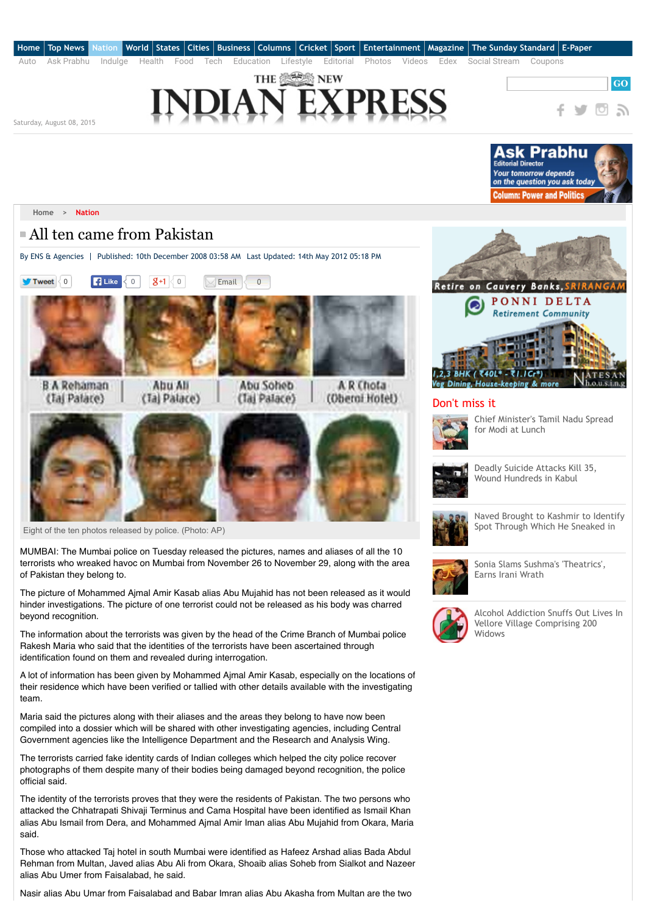Home > Nation

# All ten came from Pakistan

By ENS & Agencies | Published: 10th December 2008 03:58 AM Last Updated: 14th May 2012 05:18 PM

B A Rehaman (Taj Palace) | Abu Ali (Taj Palace) | Abu Soheb (Taj Palace) | A R Chota (Oberoi Hotel)

Eight of the ten photos released by police. (Photo: AP)

MUMBAI: The Mumbai police on Tuesday released the pictures, names and aliases of all the 10 terrorists who wreaked havoc on Mumbai from November 26 to November 29, along with the area of Pakistan they belong to.

The picture of Mohammed Ajmal Amir Kasab alias Abu Mujahid has not been released as it would hinder investigations. The picture of one terrorist could not be released as his body was charred beyond recognition.

The information about the terrorists was given by the head of the Crime Branch of Mumbai police Rakesh Maria who said that the identities of the terrorists have been ascertained through identification found on them and revealed during interrogation.

A lot of information has been given by Mohammed Ajmal Amir Kasab, especially on the locations of their residence which have been verified or tallied with other details available with the investigating team.

Maria said the pictures along with their aliases and the areas they belong to have now been compiled into a dossier which will be shared with other investigating agencies, including Central Government agencies like the Intelligence Department and the Research and Analysis Wing.

The terrorists carried fake identity cards of Indian colleges which helped the city police recover photographs of them despite many of their bodies being damaged beyond recognition, the police official said.

The identity of the terrorists proves that they were the residents of Pakistan. The two persons who attacked the Chhatrapati Shivaji Terminus and Cama Hospital have been identified as Ismail Khan alias Abu Ismail from Dera, and Mohammed Ajmal Amir Iman alias Abu Mujahid from Okara, Maria said.

Those who attacked Taj hotel in south Mumbai were identified as Hafeez Arshad alias Bada Abdul Rehman from Multan, Javed alias Abu Ali from Okara, Shoaib alias Soheb from Sialkot and Nazeer alias Abu Umer from Faisalabad, he said.

Nasir alias Abu Umar from Faisalabad and Babar Imran alias Abu Akasha from Multan are the two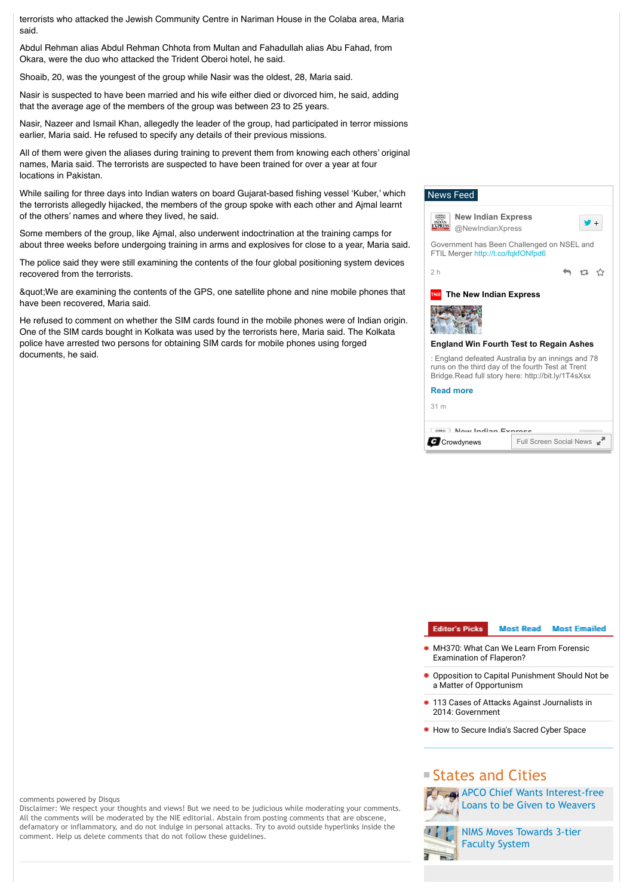terrorists who attacked the Jewish Community Centre in Nariman House in the Colaba area, Maria said.

Abdul Rehman alias Abdul Rehman Chhota from Multan and Fahadullah alias Abu Fahad, from Okara, were the duo who attacked the Trident Oberoi hotel, he said.

Shoaib, 20, was the youngest of the group while Nasir was the oldest, 28, Maria said.

Nasir is suspected to have been married and his wife either died or divorced him, he said, adding that the average age of the members of the group was between 23 to 25 years.

Nasir, Nazeer and Ismail Khan, allegedly the leader of the group, had participated in terror missions earlier, Maria said. He refused to specify any details of their previous missions.

All of them were given the aliases during training to prevent them from knowing each others' original names, Maria said. The terrorists are suspected to have been trained for over a year at four locations in Pakistan.

While sailing for three days into Indian waters on board Gujarat-based fishing vessel 'Kuber,' which the terrorists allegedly hijacked, the members of the group spoke with each other and Ajmal learnt of the others' names and where they lived, he said.

Some members of the group, like Ajmal, also underwent indoctrination at the training camps for about three weeks before undergoing training in arms and explosives for close to a year, Maria said.

The police said they were still examining the contents of the four global positioning system devices recovered from the terrorists.

&quot;We are examining the contents of the GPS, one satellite phone and nine mobile phones that have been recovered, Maria said.

He refused to comment on whether the SIM cards found in the mobile phones were of Indian origin. One of the SIM cards bought in Kolkata was used by the terrorists here, Maria said. The Kolkata police have arrested two persons for obtaining SIM cards for mobile phones using forged documents, he said.

comments powered by Disqus

Disclaimer: We respect your thoughts and views! But we need to be judicious while moderating your comments. All the comments will be moderated by the NIE editorial. Abstain from posting comments that are obscene, defamatory or inflammatory, and do not indulge in personal attacks. Try to avoid outside hyperlinks inside the comment. Help us delete comments that do not follow these guidelines.

News Feed

**New Indian Express** @NewIndianXpress

Government has Been Challenged on NSEL and FTIL Merger http://t.co/fqkfONfpd6

2 h

**The New Indian Express**

**England Win Fourth Test to Regain Ashes**

: England defeated Australia by an innings and 78 runs on the third day of the fourth Test at Trent Bridge.Read full story here: http://bit.ly/1T4sXsx

**Read more**

31 m

Crowdynews | Full Screen Social News

Editor's Picks | Most Read | Most Emailed

- MH370: What Can We Learn From Forensic Examination of Flaperon?
- Opposition to Capital Punishment Should Not be a Matter of Opportunism
- 113 Cases of Attacks Against Journalists in 2014: Government
- How to Secure India's Sacred Cyber Space

## States and Cities

APCO Chief Wants Interest-free Loans to be Given to Weavers

NIMS Moves Towards 3-tier Faculty System